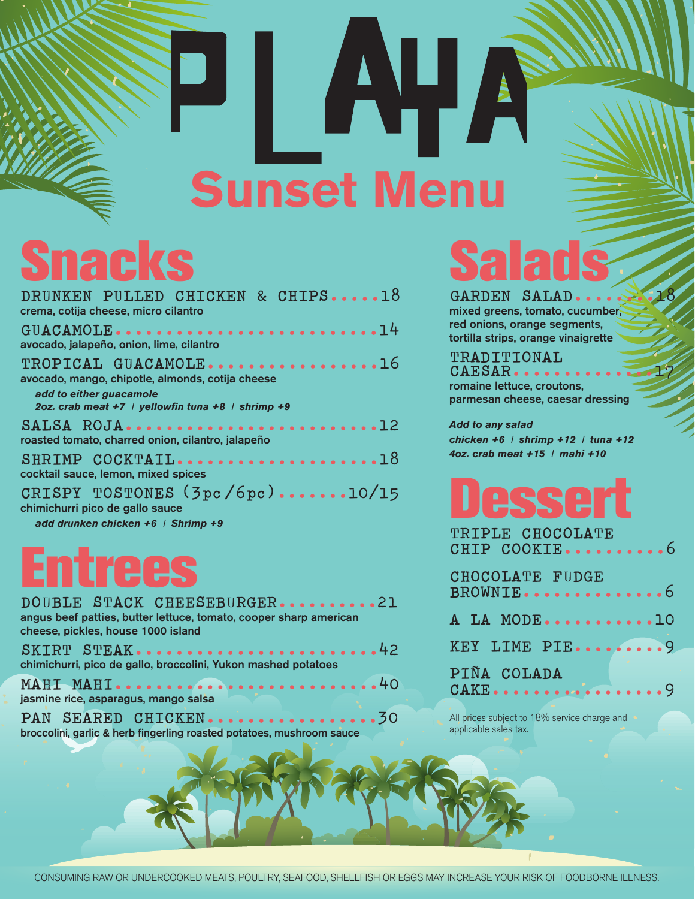# PLAYA

## Sunset Menu

## Snacks

**DRUNKEN PULLED CHICKEN & CHIPS.....18**
crema, cotija cheese, micro cilantro

**GUACAMOLE..........................14**
avocado, jalapeño, onion, lime, cilantro

**TROPICAL GUACAMOLE.................16**
avocado, mango, chipotle, almonds, cotija cheese

*add to either guacamole*
*2oz. crab meat +7 | yellowfin tuna +8 | shrimp +9*

**SALSA ROJA.........................12**
roasted tomato, charred onion, cilantro, jalapeño

**SHRIMP COCKTAIL....................18**
cocktail sauce, lemon, mixed spices

**CRISPY TOSTONES (3pc/6pc).......10/15**
chimichurri pico de gallo sauce

*add drunken chicken +6 | Shrimp +9*

## Entrees

**DOUBLE STACK CHEESEBURGER..........21**
angus beef patties, butter lettuce, tomato, cooper sharp american cheese, pickles, house 1000 island

**SKIRT STEAK........................42**
chimichurri, pico de gallo, broccolini, Yukon mashed potatoes

**MAHI MAHI..........................40**
jasmine rice, asparagus, mango salsa

**PAN SEARED CHICKEN.................30**
broccolini, garlic & herb fingerling roasted potatoes, mushroom sauce

## Salads

**GARDEN SALAD.........18**
mixed greens, tomato, cucumber, red onions, orange segments, tortilla strips, orange vinaigrette

**TRADITIONAL CAESAR.............17**
romaine lettuce, croutons, parmesan cheese, caesar dressing

*Add to any salad*
*chicken +6 | shrimp +12 | tuna +12*
*4oz. crab meat +15 | mahi +10*

## Dessert

**TRIPLE CHOCOLATE CHIP COOKIE..........6**

**CHOCOLATE FUDGE BROWNIE..............6**

**A LA MODE...........10**

**KEY LIME PIE.........9**

**PIÑA COLADA CAKE...............9**

All prices subject to 18% service charge and applicable sales tax.

CONSUMING RAW OR UNDERCOOKED MEATS, POULTRY, SEAFOOD, SHELLFISH OR EGGS MAY INCREASE YOUR RISK OF FOODBORNE ILLNESS.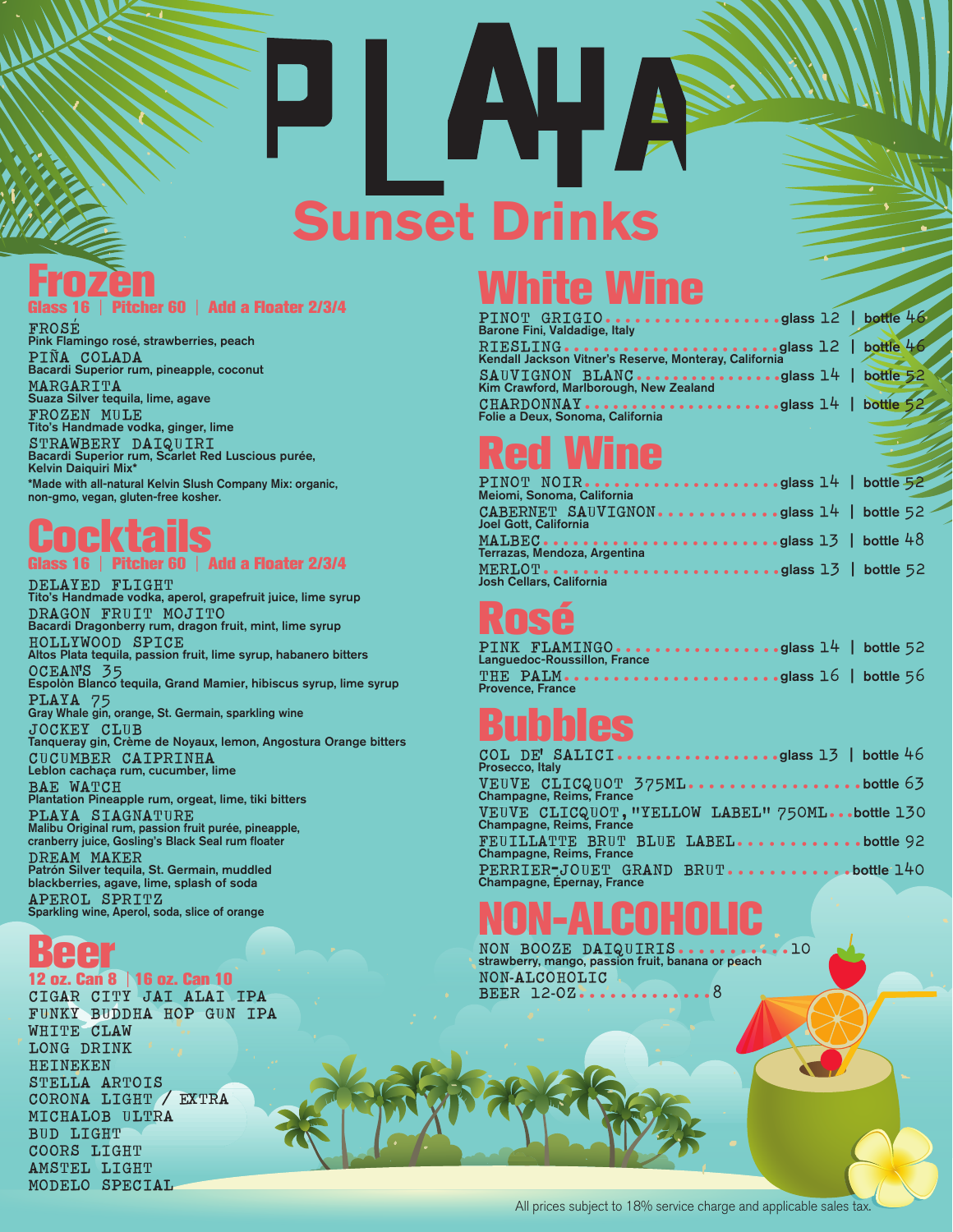# PLAYA

## Sunset Drinks

## Frozen

Glass 16 | Pitcher 60 | Add a Floater 2/3/4

FROSÉ
Pink Flamingo rosé, strawberries, peach

PIÑA COLADA
Bacardi Superior rum, pineapple, coconut

MARGARITA
Suaza Silver tequila, lime, agave

FROZEN MULE
Tito's Handmade vodka, ginger, lime

STRAWBERY DAIQUIRI
Bacardi Superior rum, Scarlet Red Luscious purée, Kelvin Daiquiri Mix*

*Made with all-natural Kelvin Slush Company Mix: organic, non-gmo, vegan, gluten-free kosher.

## Cocktails

Glass 16 | Pitcher 60 | Add a Floater 2/3/4

DELAYED FLIGHT
Tito's Handmade vodka, aperol, grapefruit juice, lime syrup

DRAGON FRUIT MOJITO
Bacardi Dragonberry rum, dragon fruit, mint, lime syrup

HOLLYWOOD SPICE
Altos Plata tequila, passion fruit, lime syrup, habanero bitters

OCEAN'S 35
Espolòn Blanco tequila, Grand Mamier, hibiscus syrup, lime syrup

PLAYA 75
Gray Whale gin, orange, St. Germain, sparkling wine

JOCKEY CLUB
Tanqueray gin, Crème de Noyaux, lemon, Angostura Orange bitters

CUCUMBER CAIPRINHA
Leblon cachaça rum, cucumber, lime

BAE WATCH
Plantation Pineapple rum, orgeat, lime, tiki bitters

PLAYA SIAGNATURE
Malibu Original rum, passion fruit purée, pineapple, cranberry juice, Gosling's Black Seal rum floater

DREAM MAKER
Patrón Silver tequila, St. Germain, muddled blackberries, agave, lime, splash of soda

APEROL SPRITZ
Sparkling wine, Aperol, soda, slice of orange

## Beer

12 oz. Can 8 | 16 oz. Can 10

CIGAR CITY JAI ALAI IPA
FUNKY BUDDHA HOP GUN IPA
WHITE CLAW
LONG DRINK
HEINEKEN
STELLA ARTOIS
CORONA LIGHT / EXTRA
MICHALOB ULTRA
BUD LIGHT
COORS LIGHT
AMSTEL LIGHT
MODELO SPECIAL

## White Wine

PINOT GRIGIO .......... glass 12 | bottle 46
Barone Fini, Valdadige, Italy

RIESLING .......... glass 12 | bottle 46
Kendall Jackson Vitner's Reserve, Monteray, California

SAUVIGNON BLANC .......... glass 14 | bottle 52
Kim Crawford, Marlborough, New Zealand

CHARDONNAY .......... glass 14 | bottle 52
Folie a Deux, Sonoma, California

## Red Wine

PINOT NOIR .......... glass 14 | bottle 52
Meiomi, Sonoma, California

CABERNET SAUVIGNON .......... glass 14 | bottle 52
Joel Gott, California

MALBEC .......... glass 13 | bottle 48
Terrazas, Mendoza, Argentina

MERLOT .......... glass 13 | bottle 52
Josh Cellars, California

## Rosé

PINK FLAMINGO .......... glass 14 | bottle 52
Languedoc-Roussillon, France

THE PALM .......... glass 16 | bottle 56
Provence, France

## Bubbles

COL DE' SALICI .......... glass 13 | bottle 46
Prosecco, Italy

VEUVE CLICQUOT 375ML .......... bottle 63
Champagne, Reims, France

VEUVE CLICQUOT, "YELLOW LABEL" 750ML .......... bottle 130
Champagne, Reims, France

FEUILLATTE BRUT BLUE LABEL .......... bottle 92
Champagne, Reims, France

PERRIER-JOUET GRAND BRUT .......... bottle 140
Champagne, Épernay, France

## NON-ALCOHOLIC

NON BOOZE DAIQUIRIS .......... 10
strawberry, mango, passion fruit, banana or peach

NON-ALCOHOLIC BEER 12-OZ .......... 8

All prices subject to 18% service charge and applicable sales tax.